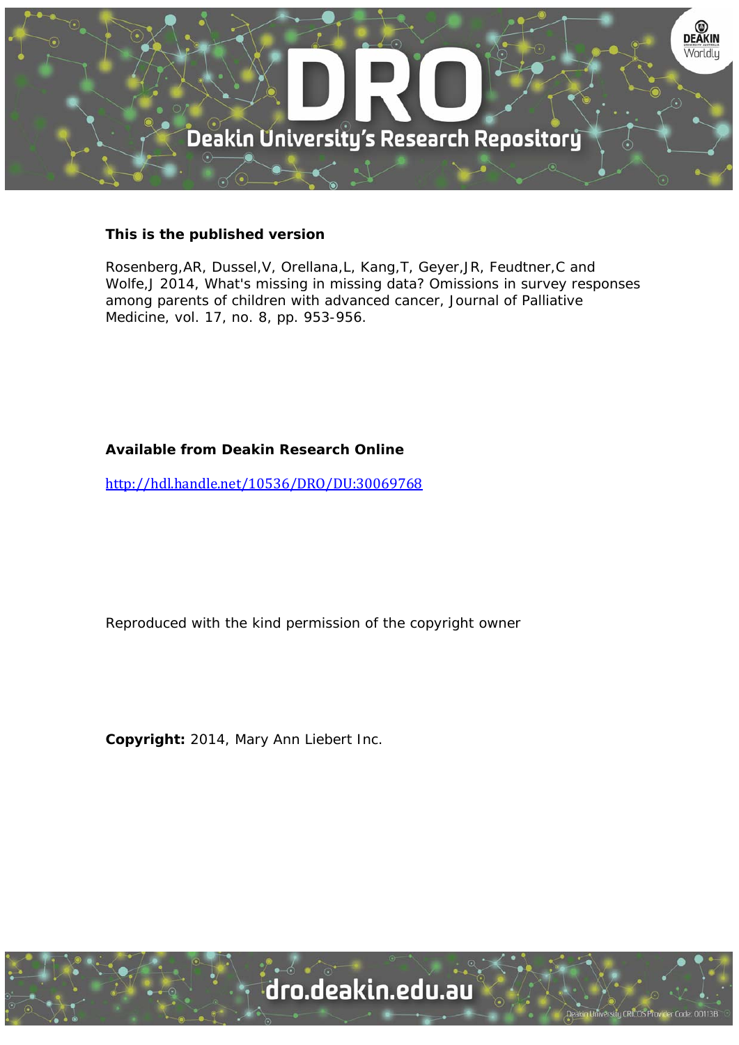**This is the published version**

Rosenberg,AR, Dussel,V, Orellana,L, Kang,T, Geyer,JR, Feudtner,C and Wolfe,J 2014, What's missing in missing data? Omissions in survey responses among parents of children with advanced cancer, Journal of Palliative Medicine, vol. 17, no. 8, pp. 953-956.

**Available from Deakin Research Online**

http://hdl.handle.net/10536/DRO/DU:30069768

Reproduced with the kind permission of the copyright owner

**Copyright:** 2014, Mary Ann Liebert Inc.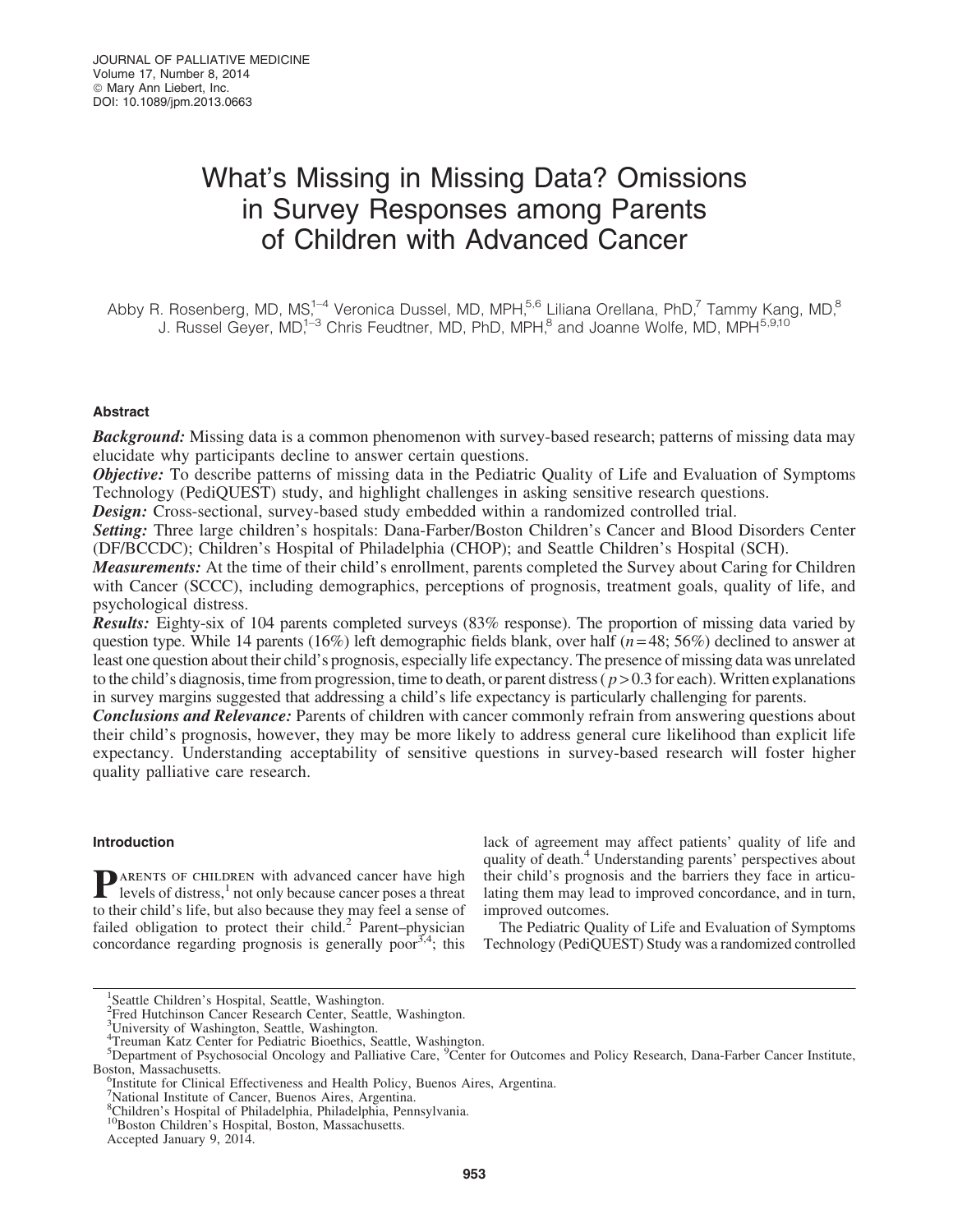# What's Missing in Missing Data? Omissions in Survey Responses among Parents of Children with Advanced Cancer

Abby R. Rosenberg, MD, MS,[1–4] Veronica Dussel, MD, MPH,[5,6] Liliana Orellana, PhD,[7] Tammy Kang, MD,[8] J. Russel Geyer, MD,[1–3] Chris Feudtner, MD, PhD, MPH,[8] and Joanne Wolfe, MD, MPH[5,9,10]

## Abstract

***Background:*** Missing data is a common phenomenon with survey-based research; patterns of missing data may elucidate why participants decline to answer certain questions.

***Objective:*** To describe patterns of missing data in the Pediatric Quality of Life and Evaluation of Symptoms Technology (PediQUEST) study, and highlight challenges in asking sensitive research questions.

***Design:*** Cross-sectional, survey-based study embedded within a randomized controlled trial.

***Setting:*** Three large children's hospitals: Dana-Farber/Boston Children's Cancer and Blood Disorders Center (DF/BCCDC); Children's Hospital of Philadelphia (CHOP); and Seattle Children's Hospital (SCH).

***Measurements:*** At the time of their child's enrollment, parents completed the Survey about Caring for Children with Cancer (SCCC), including demographics, perceptions of prognosis, treatment goals, quality of life, and psychological distress.

***Results:*** Eighty-six of 104 parents completed surveys (83% response). The proportion of missing data varied by question type. While 14 parents (16%) left demographic fields blank, over half ($n=48$; 56%) declined to answer at least one question about their child's prognosis, especially life expectancy. The presence of missing data was unrelated to the child's diagnosis, time from progression, time to death, or parent distress ($p>0.3$ for each). Written explanations in survey margins suggested that addressing a child's life expectancy is particularly challenging for parents.

***Conclusions and Relevance:*** Parents of children with cancer commonly refrain from answering questions about their child's prognosis, however, they may be more likely to address general cure likelihood than explicit life expectancy. Understanding acceptability of sensitive questions in survey-based research will foster higher quality palliative care research.

## Introduction

**P**ARENTS OF CHILDREN with advanced cancer have high levels of distress,[1] not only because cancer poses a threat to their child's life, but also because they may feel a sense of failed obligation to protect their child.[2] Parent–physician concordance regarding prognosis is generally poor[3,4]; this lack of agreement may affect patients' quality of life and quality of death.[4] Understanding parents' perspectives about their child's prognosis and the barriers they face in articulating them may lead to improved concordance, and in turn, improved outcomes.

The Pediatric Quality of Life and Evaluation of Symptoms Technology (PediQUEST) Study was a randomized controlled

---

[1]Seattle Children's Hospital, Seattle, Washington.
[2]Fred Hutchinson Cancer Research Center, Seattle, Washington.
[3]University of Washington, Seattle, Washington.
[4]Treuman Katz Center for Pediatric Bioethics, Seattle, Washington.
[5]Department of Psychosocial Oncology and Palliative Care, [9]Center for Outcomes and Policy Research, Dana-Farber Cancer Institute, Boston, Massachusetts.
[6]Institute for Clinical Effectiveness and Health Policy, Buenos Aires, Argentina.
[7]National Institute of Cancer, Buenos Aires, Argentina.
[8]Children's Hospital of Philadelphia, Philadelphia, Pennsylvania.
[10]Boston Children's Hospital, Boston, Massachusetts.
Accepted January 9, 2014.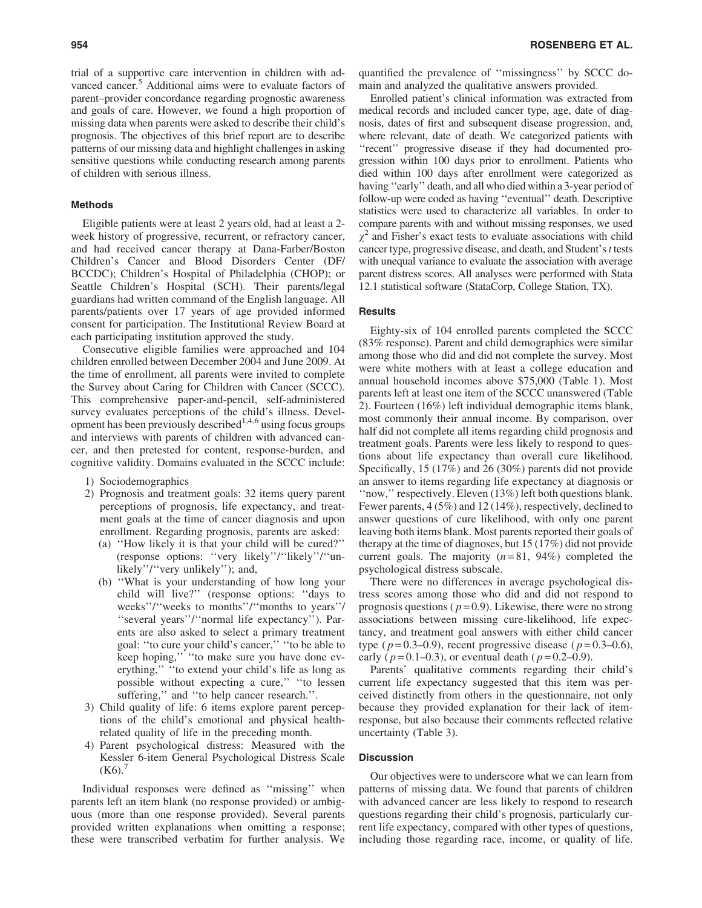trial of a supportive care intervention in children with advanced cancer.[5] Additional aims were to evaluate factors of parent–provider concordance regarding prognostic awareness and goals of care. However, we found a high proportion of missing data when parents were asked to describe their child's prognosis. The objectives of this brief report are to describe patterns of our missing data and highlight challenges in asking sensitive questions while conducting research among parents of children with serious illness.

## Methods

Eligible patients were at least 2 years old, had at least a 2-week history of progressive, recurrent, or refractory cancer, and had received cancer therapy at Dana-Farber/Boston Children's Cancer and Blood Disorders Center (DF/BCCDC); Children's Hospital of Philadelphia (CHOP); or Seattle Children's Hospital (SCH). Their parents/legal guardians had written command of the English language. All parents/patients over 17 years of age provided informed consent for participation. The Institutional Review Board at each participating institution approved the study.

Consecutive eligible families were approached and 104 children enrolled between December 2004 and June 2009. At the time of enrollment, all parents were invited to complete the Survey about Caring for Children with Cancer (SCCC). This comprehensive paper-and-pencil, self-administered survey evaluates perceptions of the child's illness. Development has been previously described[1,4,6] using focus groups and interviews with parents of children with advanced cancer, and then pretested for content, response-burden, and cognitive validity. Domains evaluated in the SCCC include:

1) Sociodemographics
2) Prognosis and treatment goals: 32 items query parent perceptions of prognosis, life expectancy, and treatment goals at the time of cancer diagnosis and upon enrollment. Regarding prognosis, parents are asked:
   (a) ''How likely it is that your child will be cured?'' (response options: ''very likely''/''likely''/''unlikely''/''very unlikely''); and,
   (b) ''What is your understanding of how long your child will live?'' (response options: ''days to weeks''/''weeks to months''/''months to years''/''several years''/''normal life expectancy''). Parents are also asked to select a primary treatment goal: ''to cure your child's cancer,'' ''to be able to keep hoping,'' ''to make sure you have done everything,'' ''to extend your child's life as long as possible without expecting a cure,'' ''to lessen suffering,'' and ''to help cancer research.''.
3) Child quality of life: 6 items explore parent perceptions of the child's emotional and physical health-related quality of life in the preceding month.
4) Parent psychological distress: Measured with the Kessler 6-item General Psychological Distress Scale (K6).[7]

Individual responses were defined as ''missing'' when parents left an item blank (no response provided) or ambiguous (more than one response provided). Several parents provided written explanations when omitting a response; these were transcribed verbatim for further analysis. We quantified the prevalence of ''missingness'' by SCCC domain and analyzed the qualitative answers provided.

Enrolled patient's clinical information was extracted from medical records and included cancer type, age, date of diagnosis, dates of first and subsequent disease progression, and, where relevant, date of death. We categorized patients with ''recent'' progressive disease if they had documented progression within 100 days prior to enrollment. Patients who died within 100 days after enrollment were categorized as having ''early'' death, and all who died within a 3-year period of follow-up were coded as having ''eventual'' death. Descriptive statistics were used to characterize all variables. In order to compare parents with and without missing responses, we used $\chi^2$ and Fisher's exact tests to evaluate associations with child cancer type, progressive disease, and death, and Student's *t* tests with unequal variance to evaluate the association with average parent distress scores. All analyses were performed with Stata 12.1 statistical software (StataCorp, College Station, TX).

## Results

Eighty-six of 104 enrolled parents completed the SCCC (83% response). Parent and child demographics were similar among those who did and did not complete the survey. Most were white mothers with at least a college education and annual household incomes above \$75,000 (Table 1). Most parents left at least one item of the SCCC unanswered (Table 2). Fourteen (16%) left individual demographic items blank, most commonly their annual income. By comparison, over half did not complete all items regarding child prognosis and treatment goals. Parents were less likely to respond to questions about life expectancy than overall cure likelihood. Specifically, 15 (17%) and 26 (30%) parents did not provide an answer to items regarding life expectancy at diagnosis or ''now,'' respectively. Eleven (13%) left both questions blank. Fewer parents, 4 (5%) and 12 (14%), respectively, declined to answer questions of cure likelihood, with only one parent leaving both items blank. Most parents reported their goals of therapy at the time of diagnoses, but 15 (17%) did not provide current goals. The majority ($n = 81$, 94%) completed the psychological distress subscale.

There were no differences in average psychological distress scores among those who did and did not respond to prognosis questions ($p = 0.9$). Likewise, there were no strong associations between missing cure-likelihood, life expectancy, and treatment goal answers with either child cancer type ($p = 0.3$–$0.9$), recent progressive disease ($p = 0.3$–$0.6$), early ($p = 0.1$–$0.3$), or eventual death ($p = 0.2$–$0.9$).

Parents' qualitative comments regarding their child's current life expectancy suggested that this item was perceived distinctly from others in the questionnaire, not only because they provided explanation for their lack of item-response, but also because their comments reflected relative uncertainty (Table 3).

## Discussion

Our objectives were to underscore what we can learn from patterns of missing data. We found that parents of children with advanced cancer are less likely to respond to research questions regarding their child's prognosis, particularly current life expectancy, compared with other types of questions, including those regarding race, income, or quality of life.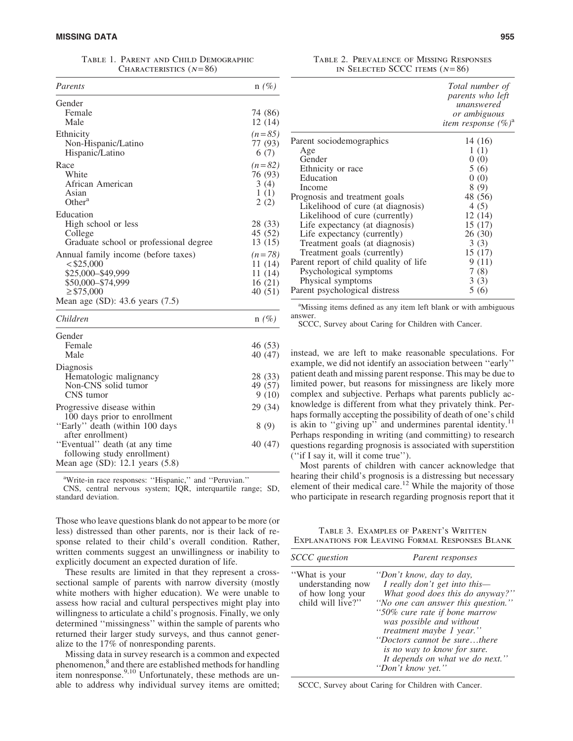TABLE 1. PARENT AND CHILD DEMOGRAPHIC CHARACTERISTICS ($N$=86)

| *Parents* | n *(%)* |
|---|---|
| Gender | |
| Female | 74 (86) |
| Male | 12 (14) |
| Ethnicity | *(n=85)* |
| Non-Hispanic/Latino | 77 (93) |
| Hispanic/Latino | 6 (7) |
| Race | *(n=82)* |
| White | 76 (93) |
| African American | 3 (4) |
| Asian | 1 (1) |
| Other[a] | 2 (2) |
| Education | |
| High school or less | 28 (33) |
| College | 45 (52) |
| Graduate school or professional degree | 13 (15) |
| Annual family income (before taxes) | *(n=78)* |
| < $25,000 | 11 (14) |
| $25,000–$49,999 | 11 (14) |
| $50,000–$74,999 | 16 (21) |
| ≥ $75,000 | 40 (51) |
| Mean age (SD): 43.6 years (7.5) | |

| *Children* | n *(%)* |
|---|---|
| Gender | |
| Female | 46 (53) |
| Male | 40 (47) |
| Diagnosis | |
| Hematologic malignancy | 28 (33) |
| Non-CNS solid tumor | 49 (57) |
| CNS tumor | 9 (10) |
| Progressive disease within 100 days prior to enrollment | 29 (34) |
| ''Early'' death (within 100 days after enrollment) | 8 (9) |
| ''Eventual'' death (at any time following study enrollment) | 40 (47) |
| Mean age (SD): 12.1 years (5.8) | |

[a]Write-in race responses: ''Hispanic,'' and ''Peruvian.''
CNS, central nervous system; IQR, interquartile range; SD, standard deviation.

Those who leave questions blank do not appear to be more (or less) distressed than other parents, nor is their lack of response related to their child's overall condition. Rather, written comments suggest an unwillingness or inability to explicitly document an expected duration of life.

These results are limited in that they represent a cross-sectional sample of parents with narrow diversity (mostly white mothers with higher education). We were unable to assess how racial and cultural perspectives might play into willingness to articulate a child's prognosis. Finally, we only determined ''missingness'' within the sample of parents who returned their larger study surveys, and thus cannot generalize to the 17% of nonresponding parents.

Missing data in survey research is a common and expected phenomenon,[8] and there are established methods for handling item nonresponse.[9,10] Unfortunately, these methods are unable to address why individual survey items are omitted; instead, we are left to make reasonable speculations. For example, we did not identify an association between ''early'' patient death and missing parent response. This may be due to limited power, but reasons for missingness are likely more complex and subjective. Perhaps what parents publicly acknowledge is different from what they privately think. Perhaps formally accepting the possibility of death of one's child is akin to ''giving up'' and undermines parental identity.[11] Perhaps responding in writing (and committing) to research questions regarding prognosis is associated with superstition (''if I say it, will it come true'').

Most parents of children with cancer acknowledge that hearing their child's prognosis is a distressing but necessary element of their medical care.[12] While the majority of those who participate in research regarding prognosis report that it

TABLE 2. PREVALENCE OF MISSING RESPONSES IN SELECTED SCCC ITEMS ($N$=86)

| | *Total number of parents who left unanswered or ambiguous item response (%)*[a] |
|---|---|
| Parent sociodemographics | 14 (16) |
| Age | 1 (1) |
| Gender | 0 (0) |
| Ethnicity or race | 5 (6) |
| Education | 0 (0) |
| Income | 8 (9) |
| Prognosis and treatment goals | 48 (56) |
| Likelihood of cure (at diagnosis) | 4 (5) |
| Likelihood of cure (currently) | 12 (14) |
| Life expectancy (at diagnosis) | 15 (17) |
| Life expectancy (currently) | 26 (30) |
| Treatment goals (at diagnosis) | 3 (3) |
| Treatment goals (currently) | 15 (17) |
| Parent report of child quality of life | 9 (11) |
| Psychological symptoms | 7 (8) |
| Physical symptoms | 3 (3) |
| Parent psychological distress | 5 (6) |

[a]Missing items defined as any item left blank or with ambiguous answer.
SCCC, Survey about Caring for Children with Cancer.

TABLE 3. EXAMPLES OF PARENT'S WRITTEN EXPLANATIONS FOR LEAVING FORMAL RESPONSES BLANK

| *SCCC question* | *Parent responses* |
|---|---|
| ''What is your understanding now of how long your child will live?'' | *''Don't know, day to day, I really don't get into this— What good does this do anyway?''* *''No one can answer this question.''* *''50% cure rate if bone marrow was possible and without treatment maybe 1 year.''* *''Doctors cannot be sure…there is no way to know for sure. It depends on what we do next.''* *''Don't know yet.''* |

SCCC, Survey about Caring for Children with Cancer.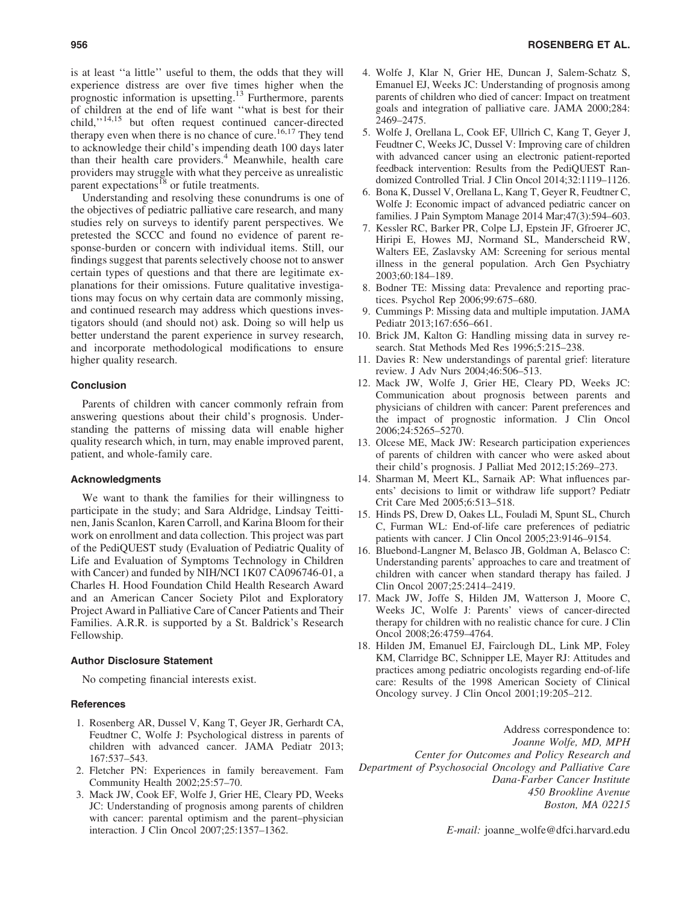is at least ''a little'' useful to them, the odds that they will experience distress are over five times higher when the prognostic information is upsetting.[13] Furthermore, parents of children at the end of life want ''what is best for their child,''[14,15] but often request continued cancer-directed therapy even when there is no chance of cure.[16,17] They tend to acknowledge their child's impending death 100 days later than their health care providers.[4] Meanwhile, health care providers may struggle with what they perceive as unrealistic parent expectations[18] or futile treatments.

Understanding and resolving these conundrums is one of the objectives of pediatric palliative care research, and many studies rely on surveys to identify parent perspectives. We pretested the SCCC and found no evidence of parent response-burden or concern with individual items. Still, our findings suggest that parents selectively choose not to answer certain types of questions and that there are legitimate explanations for their omissions. Future qualitative investigations may focus on why certain data are commonly missing, and continued research may address which questions investigators should (and should not) ask. Doing so will help us better understand the parent experience in survey research, and incorporate methodological modifications to ensure higher quality research.

## Conclusion

Parents of children with cancer commonly refrain from answering questions about their child's prognosis. Understanding the patterns of missing data will enable higher quality research which, in turn, may enable improved parent, patient, and whole-family care.

## Acknowledgments

We want to thank the families for their willingness to participate in the study; and Sara Aldridge, Lindsay Teittinen, Janis Scanlon, Karen Carroll, and Karina Bloom for their work on enrollment and data collection. This project was part of the PediQUEST study (Evaluation of Pediatric Quality of Life and Evaluation of Symptoms Technology in Children with Cancer) and funded by NIH/NCI 1K07 CA096746-01, a Charles H. Hood Foundation Child Health Research Award and an American Cancer Society Pilot and Exploratory Project Award in Palliative Care of Cancer Patients and Their Families. A.R.R. is supported by a St. Baldrick's Research Fellowship.

## Author Disclosure Statement

No competing financial interests exist.

## References

1. Rosenberg AR, Dussel V, Kang T, Geyer JR, Gerhardt CA, Feudtner C, Wolfe J: Psychological distress in parents of children with advanced cancer. JAMA Pediatr 2013; 167:537–543.
2. Fletcher PN: Experiences in family bereavement. Fam Community Health 2002;25:57–70.
3. Mack JW, Cook EF, Wolfe J, Grier HE, Cleary PD, Weeks JC: Understanding of prognosis among parents of children with cancer: parental optimism and the parent–physician interaction. J Clin Oncol 2007;25:1357–1362.
4. Wolfe J, Klar N, Grier HE, Duncan J, Salem-Schatz S, Emanuel EJ, Weeks JC: Understanding of prognosis among parents of children who died of cancer: Impact on treatment goals and integration of palliative care. JAMA 2000;284: 2469–2475.
5. Wolfe J, Orellana L, Cook EF, Ullrich C, Kang T, Geyer J, Feudtner C, Weeks JC, Dussel V: Improving care of children with advanced cancer using an electronic patient-reported feedback intervention: Results from the PediQUEST Randomized Controlled Trial. J Clin Oncol 2014;32:1119–1126.
6. Bona K, Dussel V, Orellana L, Kang T, Geyer R, Feudtner C, Wolfe J: Economic impact of advanced pediatric cancer on families. J Pain Symptom Manage 2014 Mar;47(3):594–603.
7. Kessler RC, Barker PR, Colpe LJ, Epstein JF, Gfroerer JC, Hiripi E, Howes MJ, Normand SL, Manderscheid RW, Walters EE, Zaslavsky AM: Screening for serious mental illness in the general population. Arch Gen Psychiatry 2003;60:184–189.
8. Bodner TE: Missing data: Prevalence and reporting practices. Psychol Rep 2006;99:675–680.
9. Cummings P: Missing data and multiple imputation. JAMA Pediatr 2013;167:656–661.
10. Brick JM, Kalton G: Handling missing data in survey research. Stat Methods Med Res 1996;5:215–238.
11. Davies R: New understandings of parental grief: literature review. J Adv Nurs 2004;46:506–513.
12. Mack JW, Wolfe J, Grier HE, Cleary PD, Weeks JC: Communication about prognosis between parents and physicians of children with cancer: Parent preferences and the impact of prognostic information. J Clin Oncol 2006;24:5265–5270.
13. Olcese ME, Mack JW: Research participation experiences of parents of children with cancer who were asked about their child's prognosis. J Palliat Med 2012;15:269–273.
14. Sharman M, Meert KL, Sarnaik AP: What influences parents' decisions to limit or withdraw life support? Pediatr Crit Care Med 2005;6:513–518.
15. Hinds PS, Drew D, Oakes LL, Fouladi M, Spunt SL, Church C, Furman WL: End-of-life care preferences of pediatric patients with cancer. J Clin Oncol 2005;23:9146–9154.
16. Bluebond-Langner M, Belasco JB, Goldman A, Belasco C: Understanding parents' approaches to care and treatment of children with cancer when standard therapy has failed. J Clin Oncol 2007;25:2414–2419.
17. Mack JW, Joffe S, Hilden JM, Watterson J, Moore C, Weeks JC, Wolfe J: Parents' views of cancer-directed therapy for children with no realistic chance for cure. J Clin Oncol 2008;26:4759–4764.
18. Hilden JM, Emanuel EJ, Fairclough DL, Link MP, Foley KM, Clarridge BC, Schnipper LE, Mayer RJ: Attitudes and practices among pediatric oncologists regarding end-of-life care: Results of the 1998 American Society of Clinical Oncology survey. J Clin Oncol 2001;19:205–212.

Address correspondence to:
*Joanne Wolfe, MD, MPH*
*Center for Outcomes and Policy Research and*
*Department of Psychosocial Oncology and Palliative Care*
*Dana-Farber Cancer Institute*
*450 Brookline Avenue*
*Boston, MA 02215*

*E-mail:* joanne_wolfe@dfci.harvard.edu